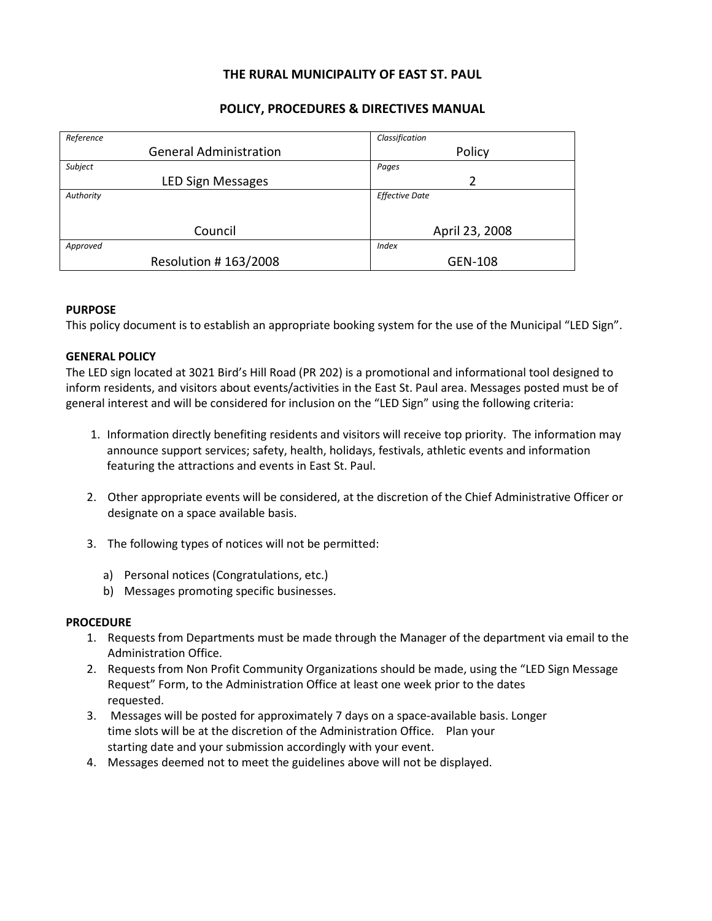# THE RURAL MUNICIPALITY OF EAST ST. PAUL

## POLICY, PROCEDURES & DIRECTIVES MANUAL

| *Reference* General Administration | *Classification* Policy |
|---|---|
| *Subject* LED Sign Messages | *Pages* 2 |
| *Authority* Council | *Effective Date* April 23, 2008 |
| *Approved* Resolution # 163/2008 | *Index* GEN-108 |

**PURPOSE**
This policy document is to establish an appropriate booking system for the use of the Municipal "LED Sign".

**GENERAL POLICY**
The LED sign located at 3021 Bird's Hill Road (PR 202) is a promotional and informational tool designed to inform residents, and visitors about events/activities in the East St. Paul area. Messages posted must be of general interest and will be considered for inclusion on the "LED Sign" using the following criteria:

1. Information directly benefiting residents and visitors will receive top priority. The information may announce support services; safety, health, holidays, festivals, athletic events and information featuring the attractions and events in East St. Paul.

2. Other appropriate events will be considered, at the discretion of the Chief Administrative Officer or designate on a space available basis.

3. The following types of notices will not be permitted:

   a) Personal notices (Congratulations, etc.)
   b) Messages promoting specific businesses.

**PROCEDURE**
1. Requests from Departments must be made through the Manager of the department via email to the Administration Office.
2. Requests from Non Profit Community Organizations should be made, using the "LED Sign Message Request" Form, to the Administration Office at least one week prior to the dates requested.
3. Messages will be posted for approximately 7 days on a space-available basis. Longer time slots will be at the discretion of the Administration Office. Plan your starting date and your submission accordingly with your event.
4. Messages deemed not to meet the guidelines above will not be displayed.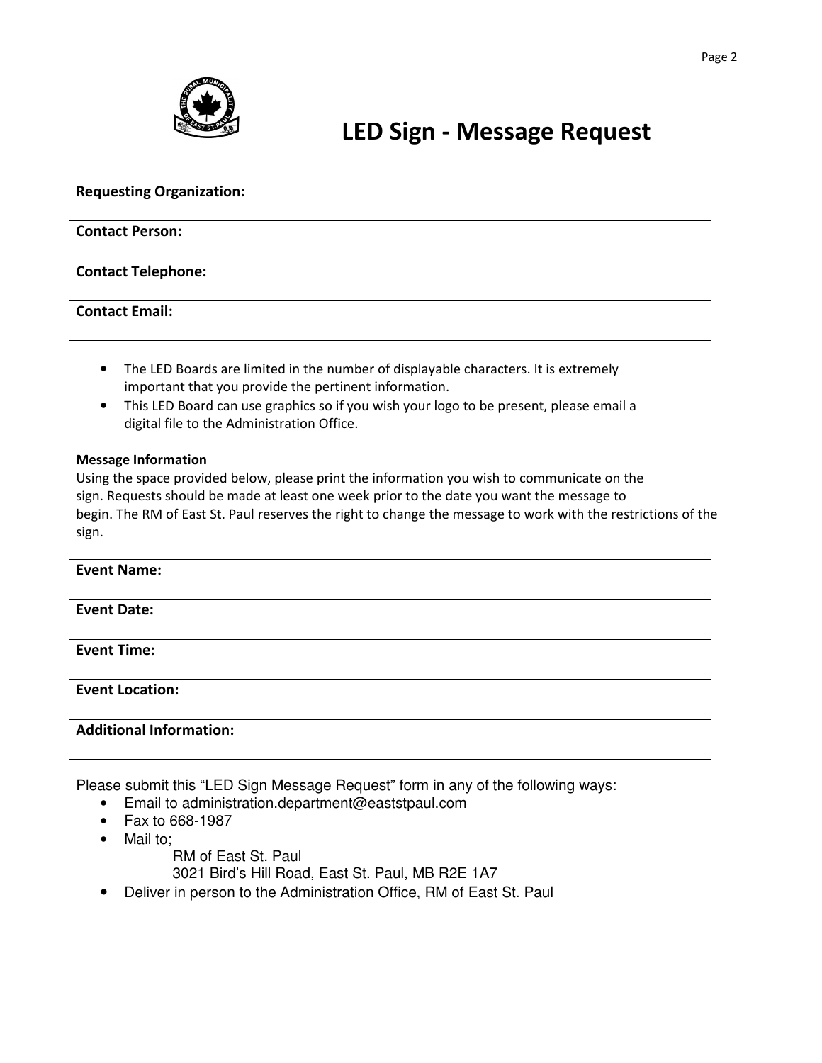# LED Sign - Message Request

| | |
|---|---|
| **Requesting Organization:** | |
| **Contact Person:** | |
| **Contact Telephone:** | |
| **Contact Email:** | |

- The LED Boards are limited in the number of displayable characters. It is extremely important that you provide the pertinent information.
- This LED Board can use graphics so if you wish your logo to be present, please email a digital file to the Administration Office.

**Message Information**

Using the space provided below, please print the information you wish to communicate on the sign. Requests should be made at least one week prior to the date you want the message to begin. The RM of East St. Paul reserves the right to change the message to work with the restrictions of the sign.

| | |
|---|---|
| **Event Name:** | |
| **Event Date:** | |
| **Event Time:** | |
| **Event Location:** | |
| **Additional Information:** | |

Please submit this "LED Sign Message Request" form in any of the following ways:

- Email to administration.department@eaststpaul.com
- Fax to 668-1987
- Mail to;

  RM of East St. Paul

  3021 Bird's Hill Road, East St. Paul, MB R2E 1A7
- Deliver in person to the Administration Office, RM of East St. Paul